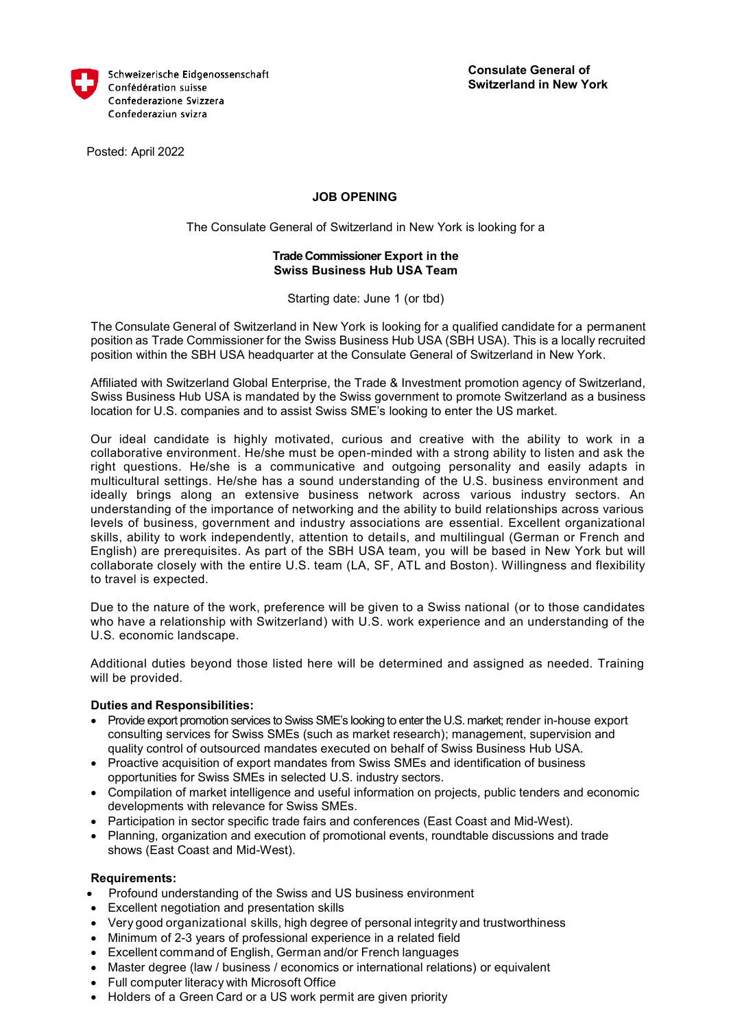Schweizerische Eidgenossenschaft
Confédération suisse
Confederazione Svizzera
Confederaziun svizra

**Consulate General of Switzerland in New York**

Posted: April 2022

## JOB OPENING

The Consulate General of Switzerland in New York is looking for a

**Trade Commissioner Export in the Swiss Business Hub USA Team**

Starting date: June 1 (or tbd)

The Consulate General of Switzerland in New York is looking for a qualified candidate for a permanent position as Trade Commissioner for the Swiss Business Hub USA (SBH USA). This is a locally recruited position within the SBH USA headquarter at the Consulate General of Switzerland in New York.

Affiliated with Switzerland Global Enterprise, the Trade & Investment promotion agency of Switzerland, Swiss Business Hub USA is mandated by the Swiss government to promote Switzerland as a business location for U.S. companies and to assist Swiss SME's looking to enter the US market.

Our ideal candidate is highly motivated, curious and creative with the ability to work in a collaborative environment. He/she must be open-minded with a strong ability to listen and ask the right questions. He/she is a communicative and outgoing personality and easily adapts in multicultural settings. He/she has a sound understanding of the U.S. business environment and ideally brings along an extensive business network across various industry sectors. An understanding of the importance of networking and the ability to build relationships across various levels of business, government and industry associations are essential. Excellent organizational skills, ability to work independently, attention to details, and multilingual (German or French and English) are prerequisites. As part of the SBH USA team, you will be based in New York but will collaborate closely with the entire U.S. team (LA, SF, ATL and Boston). Willingness and flexibility to travel is expected.

Due to the nature of the work, preference will be given to a Swiss national (or to those candidates who have a relationship with Switzerland) with U.S. work experience and an understanding of the U.S. economic landscape.

Additional duties beyond those listed here will be determined and assigned as needed. Training will be provided.

**Duties and Responsibilities:**

- Provide export promotion services to Swiss SME's looking to enter the U.S. market; render in-house export consulting services for Swiss SMEs (such as market research); management, supervision and quality control of outsourced mandates executed on behalf of Swiss Business Hub USA.
- Proactive acquisition of export mandates from Swiss SMEs and identification of business opportunities for Swiss SMEs in selected U.S. industry sectors.
- Compilation of market intelligence and useful information on projects, public tenders and economic developments with relevance for Swiss SMEs.
- Participation in sector specific trade fairs and conferences (East Coast and Mid-West).
- Planning, organization and execution of promotional events, roundtable discussions and trade shows (East Coast and Mid-West).

**Requirements:**

- Profound understanding of the Swiss and US business environment
- Excellent negotiation and presentation skills
- Very good organizational skills, high degree of personal integrity and trustworthiness
- Minimum of 2-3 years of professional experience in a related field
- Excellent command of English, German and/or French languages
- Master degree (law / business / economics or international relations) or equivalent
- Full computer literacy with Microsoft Office
- Holders of a Green Card or a US work permit are given priority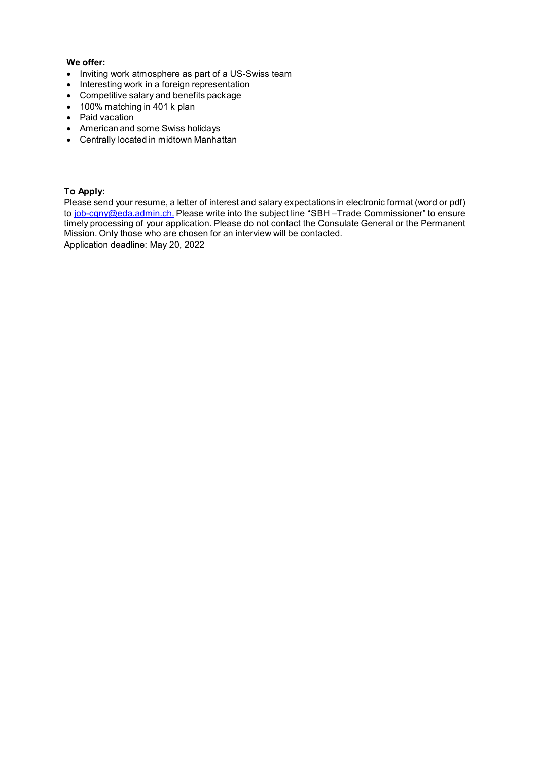**We offer:**

- Inviting work atmosphere as part of a US-Swiss team
- Interesting work in a foreign representation
- Competitive salary and benefits package
- 100% matching in 401 k plan
- Paid vacation
- American and some Swiss holidays
- Centrally located in midtown Manhattan

**To Apply:**

Please send your resume, a letter of interest and salary expectations in electronic format (word or pdf) to job-cgny@eda.admin.ch. Please write into the subject line "SBH –Trade Commissioner" to ensure timely processing of your application. Please do not contact the Consulate General or the Permanent Mission. Only those who are chosen for an interview will be contacted.

Application deadline: May 20, 2022